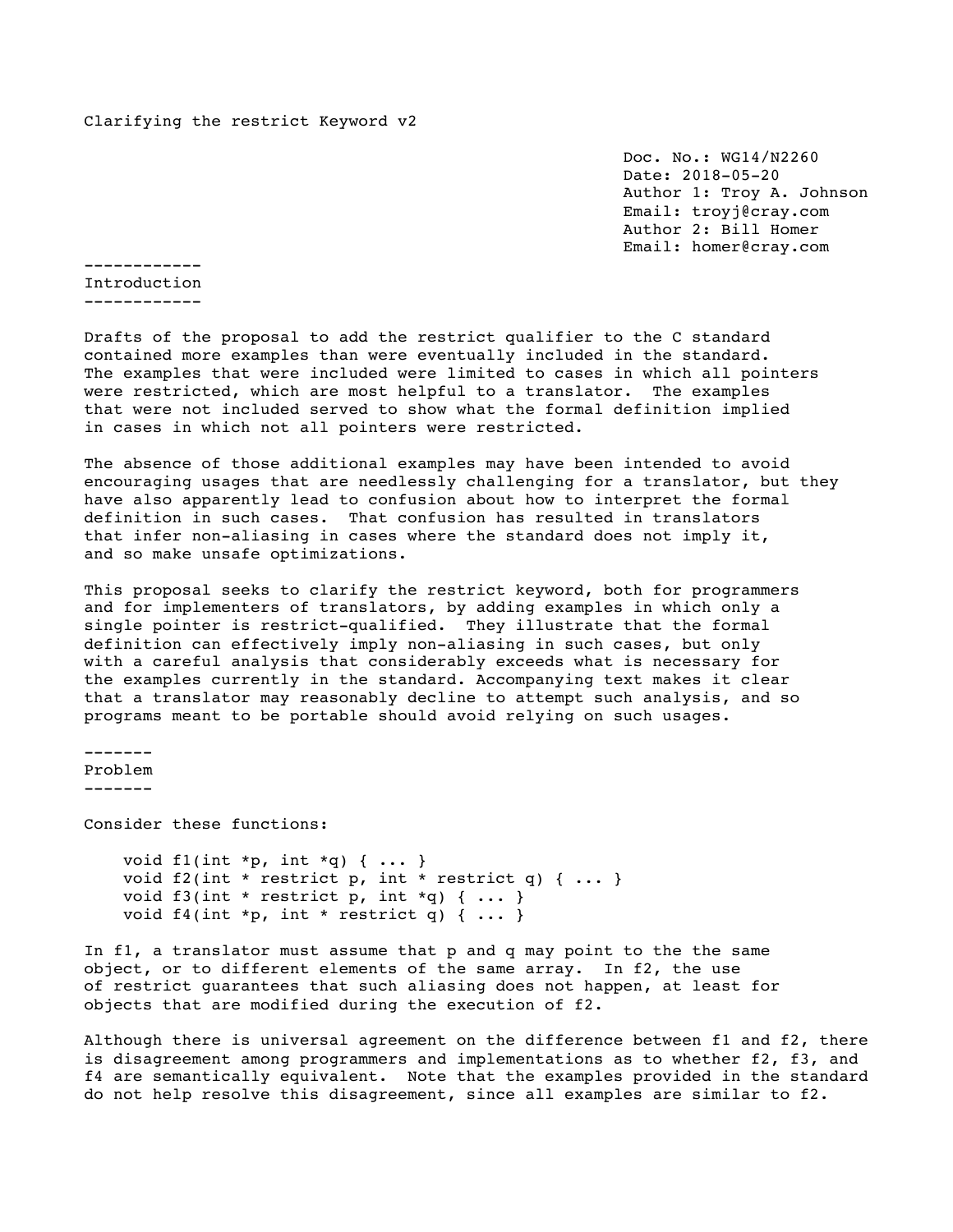# Clarifying the restrict Keyword v2

Doc. No.: WG14/N2260
Date: 2018-05-20
Author 1: Troy A. Johnson
Email: troyj@cray.com
Author 2: Bill Homer
Email: homer@cray.com

## Introduction

Drafts of the proposal to add the restrict qualifier to the C standard contained more examples than were eventually included in the standard. The examples that were included were limited to cases in which all pointers were restricted, which are most helpful to a translator. The examples that were not included served to show what the formal definition implied in cases in which not all pointers were restricted.

The absence of those additional examples may have been intended to avoid encouraging usages that are needlessly challenging for a translator, but they have also apparently lead to confusion about how to interpret the formal definition in such cases. That confusion has resulted in translators that infer non-aliasing in cases where the standard does not imply it, and so make unsafe optimizations.

This proposal seeks to clarify the restrict keyword, both for programmers and for implementers of translators, by adding examples in which only a single pointer is restrict-qualified. They illustrate that the formal definition can effectively imply non-aliasing in such cases, but only with a careful analysis that considerably exceeds what is necessary for the examples currently in the standard. Accompanying text makes it clear that a translator may reasonably decline to attempt such analysis, and so programs meant to be portable should avoid relying on such usages.

## Problem

Consider these functions:

```
void f1(int *p, int *q) { ... }
void f2(int * restrict p, int * restrict q) { ... }
void f3(int * restrict p, int *q) { ... }
void f4(int *p, int * restrict q) { ... }
```

In f1, a translator must assume that p and q may point to the the same object, or to different elements of the same array. In f2, the use of restrict guarantees that such aliasing does not happen, at least for objects that are modified during the execution of f2.

Although there is universal agreement on the difference between f1 and f2, there is disagreement among programmers and implementations as to whether f2, f3, and f4 are semantically equivalent. Note that the examples provided in the standard do not help resolve this disagreement, since all examples are similar to f2.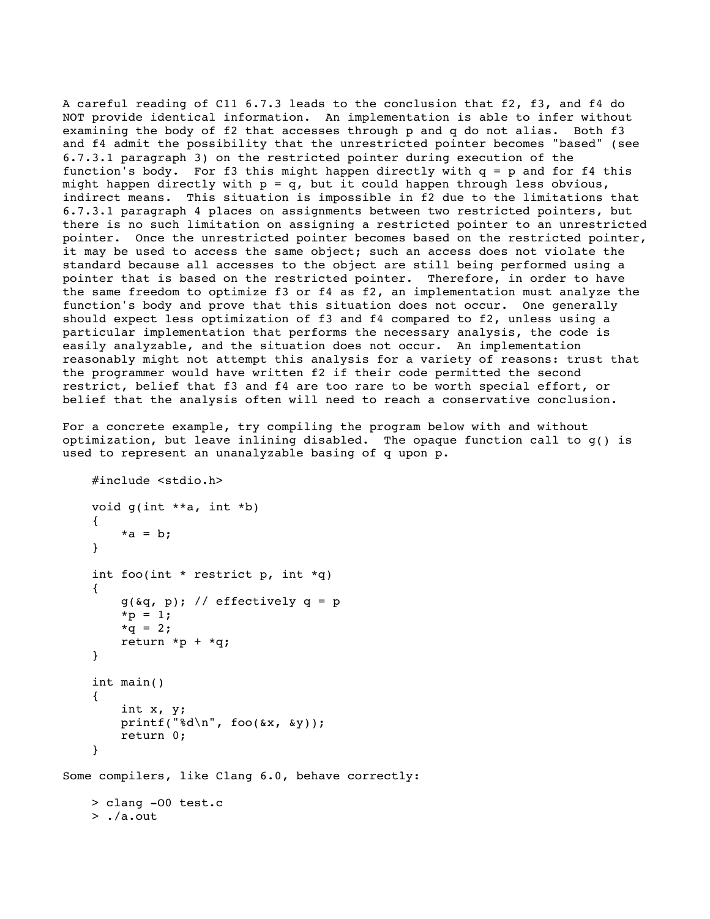A careful reading of C11 6.7.3 leads to the conclusion that f2, f3, and f4 do NOT provide identical information. An implementation is able to infer without examining the body of f2 that accesses through p and q do not alias. Both f3 and f4 admit the possibility that the unrestricted pointer becomes "based" (see 6.7.3.1 paragraph 3) on the restricted pointer during execution of the function's body. For f3 this might happen directly with q = p and for f4 this might happen directly with p = q, but it could happen through less obvious, indirect means. This situation is impossible in f2 due to the limitations that 6.7.3.1 paragraph 4 places on assignments between two restricted pointers, but there is no such limitation on assigning a restricted pointer to an unrestricted pointer. Once the unrestricted pointer becomes based on the restricted pointer, it may be used to access the same object; such an access does not violate the standard because all accesses to the object are still being performed using a pointer that is based on the restricted pointer. Therefore, in order to have the same freedom to optimize f3 or f4 as f2, an implementation must analyze the function's body and prove that this situation does not occur. One generally should expect less optimization of f3 and f4 compared to f2, unless using a particular implementation that performs the necessary analysis, the code is easily analyzable, and the situation does not occur. An implementation reasonably might not attempt this analysis for a variety of reasons: trust that the programmer would have written f2 if their code permitted the second restrict, belief that f3 and f4 are too rare to be worth special effort, or belief that the analysis often will need to reach a conservative conclusion.

For a concrete example, try compiling the program below with and without optimization, but leave inlining disabled. The opaque function call to g() is used to represent an unanalyzable basing of q upon p.

```
#include <stdio.h>

void g(int **a, int *b)
{
    *a = b;
}

int foo(int * restrict p, int *q)
{
    g(&q, p); // effectively q = p
    *p = 1;
    *q = 2;
    return *p + *q;
}

int main()
{
    int x, y;
    printf("%d\n", foo(&x, &y));
    return 0;
}
```

Some compilers, like Clang 6.0, behave correctly:

```
> clang -O0 test.c
> ./a.out
```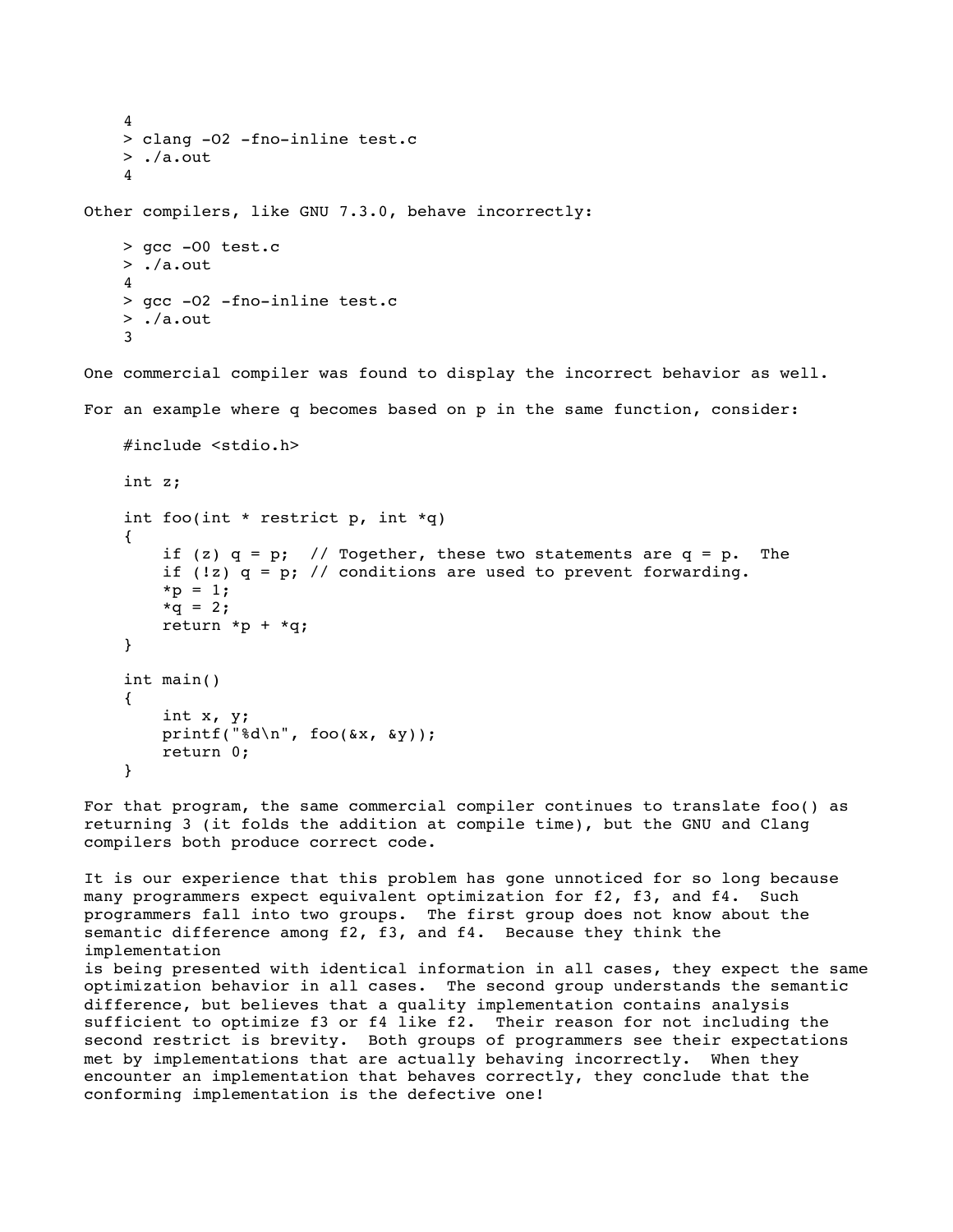```
    4
    > clang -O2 -fno-inline test.c
    > ./a.out
    4
```

Other compilers, like GNU 7.3.0, behave incorrectly:

```
    > gcc -O0 test.c
    > ./a.out
    4
    > gcc -O2 -fno-inline test.c
    > ./a.out
    3
```

One commercial compiler was found to display the incorrect behavior as well.

For an example where q becomes based on p in the same function, consider:

```
#include <stdio.h>

int z;

int foo(int * restrict p, int *q)
{
    if (z) q = p;  // Together, these two statements are q = p.  The
    if (!z) q = p; // conditions are used to prevent forwarding.
    *p = 1;
    *q = 2;
    return *p + *q;
}

int main()
{
    int x, y;
    printf("%d\n", foo(&x, &y));
    return 0;
}
```

For that program, the same commercial compiler continues to translate foo() as returning 3 (it folds the addition at compile time), but the GNU and Clang compilers both produce correct code.

It is our experience that this problem has gone unnoticed for so long because many programmers expect equivalent optimization for f2, f3, and f4. Such programmers fall into two groups. The first group does not know about the semantic difference among f2, f3, and f4. Because they think the implementation is being presented with identical information in all cases, they expect the same optimization behavior in all cases. The second group understands the semantic difference, but believes that a quality implementation contains analysis sufficient to optimize f3 or f4 like f2. Their reason for not including the second restrict is brevity. Both groups of programmers see their expectations met by implementations that are actually behaving incorrectly. When they encounter an implementation that behaves correctly, they conclude that the conforming implementation is the defective one!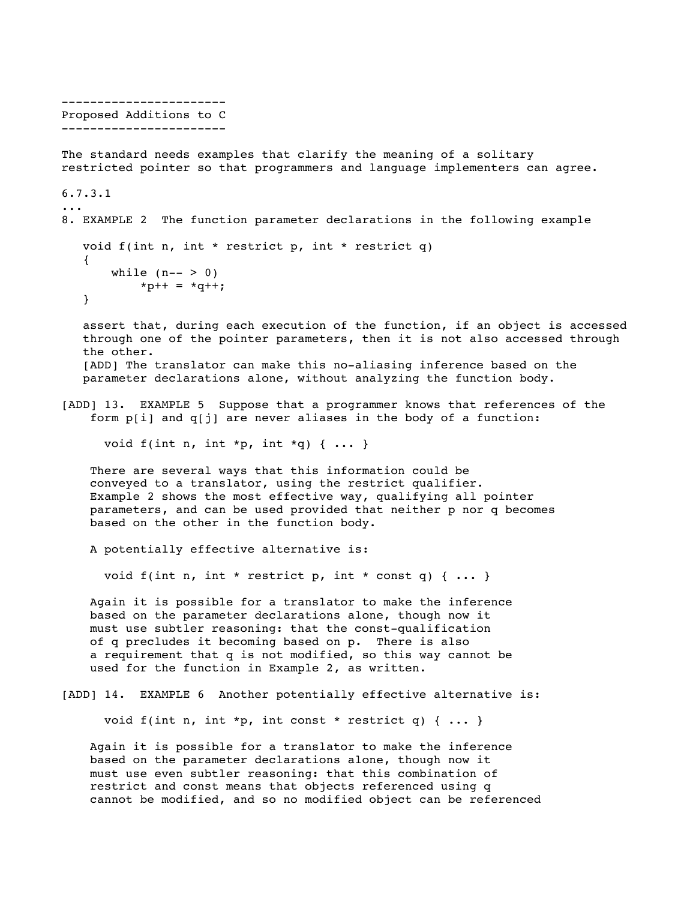----------------------
Proposed Additions to C
----------------------

The standard needs examples that clarify the meaning of a solitary restricted pointer so that programmers and language implementers can agree.

6.7.3.1
...
8. EXAMPLE 2  The function parameter declarations in the following example

```
void f(int n, int * restrict p, int * restrict q)
{
    while (n-- > 0)
        *p++ = *q++;
}
```

assert that, during each execution of the function, if an object is accessed through one of the pointer parameters, then it is not also accessed through the other.
[ADD] The translator can make this no-aliasing inference based on the parameter declarations alone, without analyzing the function body.

[ADD] 13.  EXAMPLE 5  Suppose that a programmer knows that references of the form p[i] and q[j] are never aliases in the body of a function:

```
void f(int n, int *p, int *q) { ... }
```

There are several ways that this information could be conveyed to a translator, using the restrict qualifier. Example 2 shows the most effective way, qualifying all pointer parameters, and can be used provided that neither p nor q becomes based on the other in the function body.

A potentially effective alternative is:

```
void f(int n, int * restrict p, int * const q) { ... }
```

Again it is possible for a translator to make the inference based on the parameter declarations alone, though now it must use subtler reasoning: that the const-qualification of q precludes it becoming based on p.  There is also a requirement that q is not modified, so this way cannot be used for the function in Example 2, as written.

[ADD] 14.  EXAMPLE 6  Another potentially effective alternative is:

```
void f(int n, int *p, int const * restrict q) { ... }
```

Again it is possible for a translator to make the inference based on the parameter declarations alone, though now it must use even subtler reasoning: that this combination of restrict and const means that objects referenced using q cannot be modified, and so no modified object can be referenced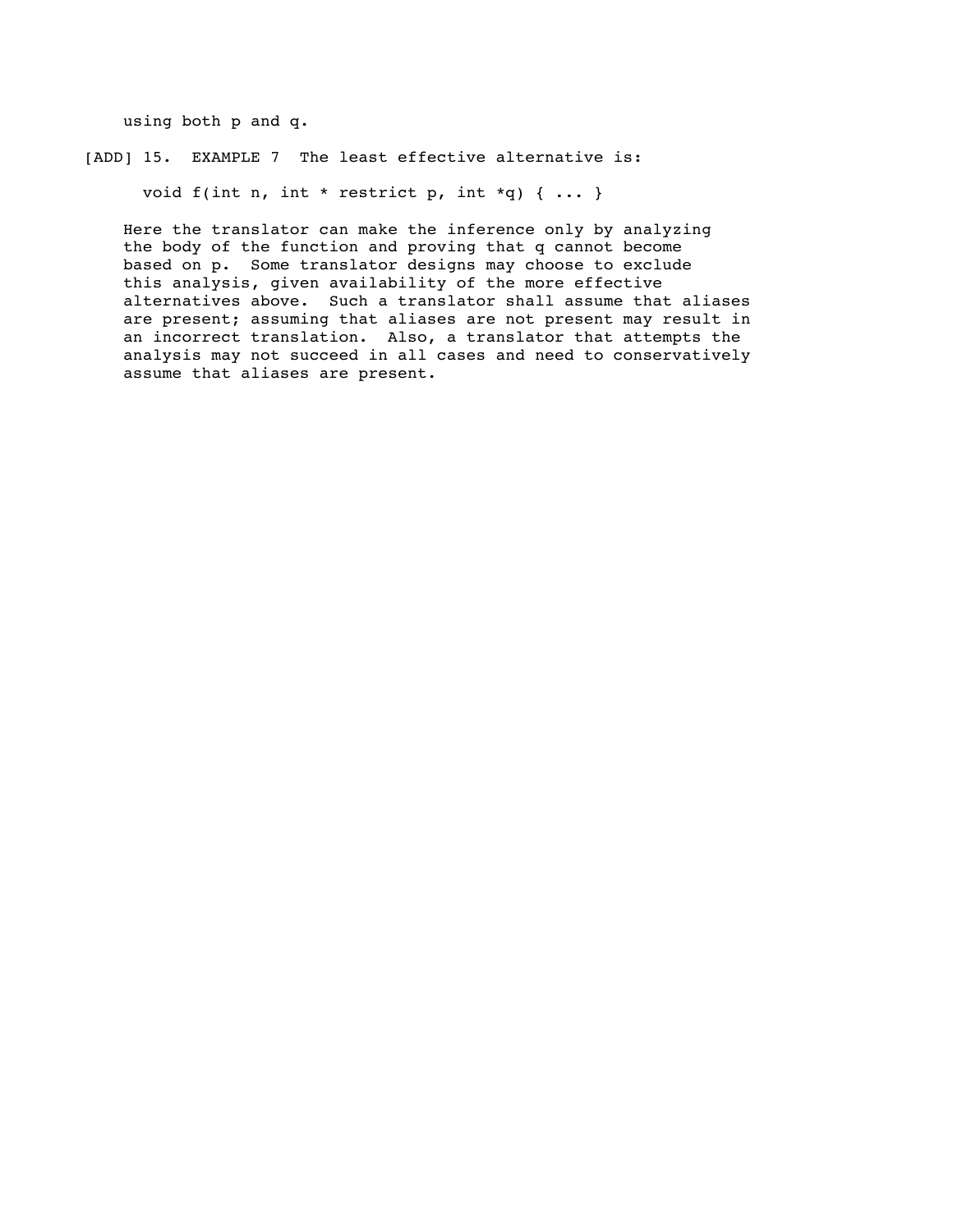using both p and q.

[ADD] 15.  EXAMPLE 7  The least effective alternative is:

```
void f(int n, int * restrict p, int *q) { ... }
```

Here the translator can make the inference only by analyzing the body of the function and proving that q cannot become based on p.  Some translator designs may choose to exclude this analysis, given availability of the more effective alternatives above.  Such a translator shall assume that aliases are present; assuming that aliases are not present may result in an incorrect translation.  Also, a translator that attempts the analysis may not succeed in all cases and need to conservatively assume that aliases are present.